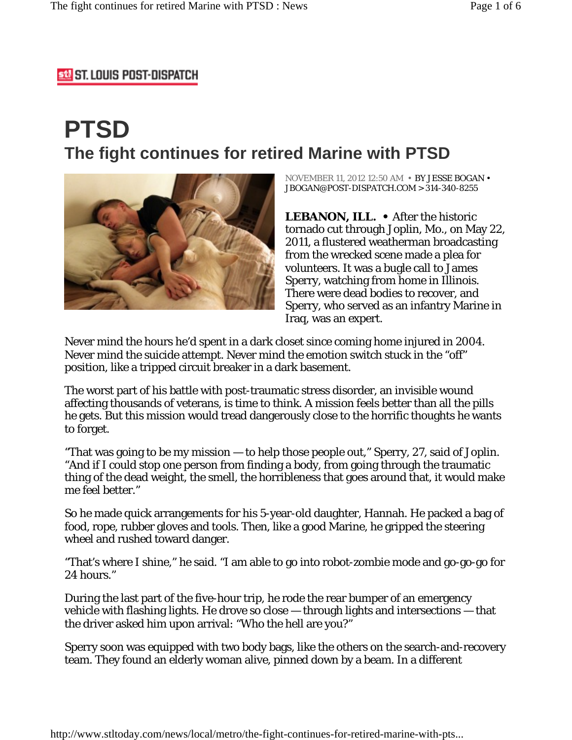ST. LOUIS POST-DISPATCH

# PTSD

## The fight continues for retired Marine with PTSD

NOVEMBER 11, 2012 12:50 AM • BY JESSE BOGAN • JBOGAN@POST-DISPATCH.COM > 314-340-8255

**LEBANON, ILL.** • After the historic tornado cut through Joplin, Mo., on May 22, 2011, a flustered weatherman broadcasting from the wrecked scene made a plea for volunteers. It was a bugle call to James Sperry, watching from home in Illinois. There were dead bodies to recover, and Sperry, who served as an infantry Marine in Iraq, was an expert.

Never mind the hours he'd spent in a dark closet since coming home injured in 2004. Never mind the suicide attempt. Never mind the emotion switch stuck in the "off" position, like a tripped circuit breaker in a dark basement.

The worst part of his battle with post-traumatic stress disorder, an invisible wound affecting thousands of veterans, is time to think. A mission feels better than all the pills he gets. But this mission would tread dangerously close to the horrific thoughts he wants to forget.

"That was going to be my mission — to help those people out," Sperry, 27, said of Joplin. "And if I could stop one person from finding a body, from going through the traumatic thing of the dead weight, the smell, the horribleness that goes around that, it would make me feel better."

So he made quick arrangements for his 5-year-old daughter, Hannah. He packed a bag of food, rope, rubber gloves and tools. Then, like a good Marine, he gripped the steering wheel and rushed toward danger.

"That's where I shine," he said. "I am able to go into robot-zombie mode and go-go-go for 24 hours."

During the last part of the five-hour trip, he rode the rear bumper of an emergency vehicle with flashing lights. He drove so close — through lights and intersections — that the driver asked him upon arrival: "Who the hell are you?"

Sperry soon was equipped with two body bags, like the others on the search-and-recovery team. They found an elderly woman alive, pinned down by a beam. In a different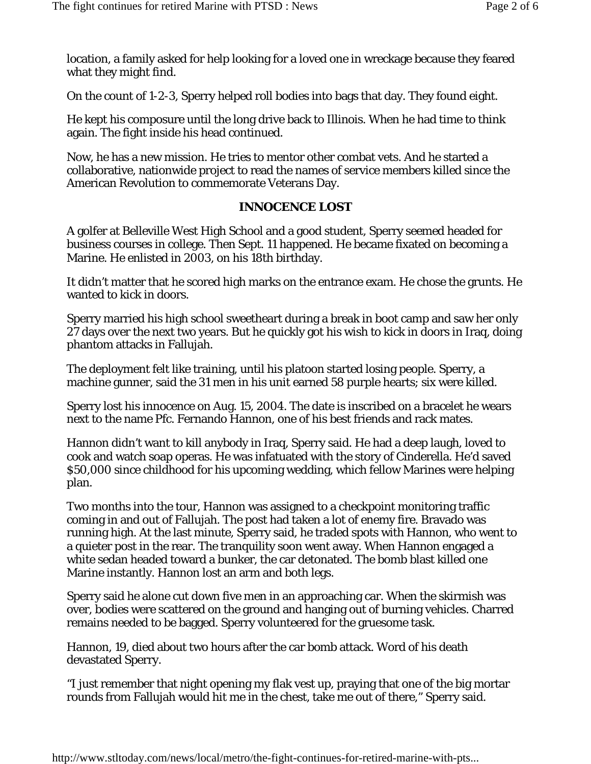location, a family asked for help looking for a loved one in wreckage because they feared what they might find.

On the count of 1-2-3, Sperry helped roll bodies into bags that day. They found eight.

He kept his composure until the long drive back to Illinois. When he had time to think again. The fight inside his head continued.

Now, he has a new mission. He tries to mentor other combat vets. And he started a collaborative, nationwide project to read the names of service members killed since the American Revolution to commemorate Veterans Day.

## INNOCENCE LOST

A golfer at Belleville West High School and a good student, Sperry seemed headed for business courses in college. Then Sept. 11 happened. He became fixated on becoming a Marine. He enlisted in 2003, on his 18th birthday.

It didn't matter that he scored high marks on the entrance exam. He chose the grunts. He wanted to kick in doors.

Sperry married his high school sweetheart during a break in boot camp and saw her only 27 days over the next two years. But he quickly got his wish to kick in doors in Iraq, doing phantom attacks in Fallujah.

The deployment felt like training, until his platoon started losing people. Sperry, a machine gunner, said the 31 men in his unit earned 58 purple hearts; six were killed.

Sperry lost his innocence on Aug. 15, 2004. The date is inscribed on a bracelet he wears next to the name Pfc. Fernando Hannon, one of his best friends and rack mates.

Hannon didn't want to kill anybody in Iraq, Sperry said. He had a deep laugh, loved to cook and watch soap operas. He was infatuated with the story of Cinderella. He'd saved $50,000 since childhood for his upcoming wedding, which fellow Marines were helping plan.

Two months into the tour, Hannon was assigned to a checkpoint monitoring traffic coming in and out of Fallujah. The post had taken a lot of enemy fire. Bravado was running high. At the last minute, Sperry said, he traded spots with Hannon, who went to a quieter post in the rear. The tranquility soon went away. When Hannon engaged a white sedan headed toward a bunker, the car detonated. The bomb blast killed one Marine instantly. Hannon lost an arm and both legs.

Sperry said he alone cut down five men in an approaching car. When the skirmish was over, bodies were scattered on the ground and hanging out of burning vehicles. Charred remains needed to be bagged. Sperry volunteered for the gruesome task.

Hannon, 19, died about two hours after the car bomb attack. Word of his death devastated Sperry.

"I just remember that night opening my flak vest up, praying that one of the big mortar rounds from Fallujah would hit me in the chest, take me out of there," Sperry said.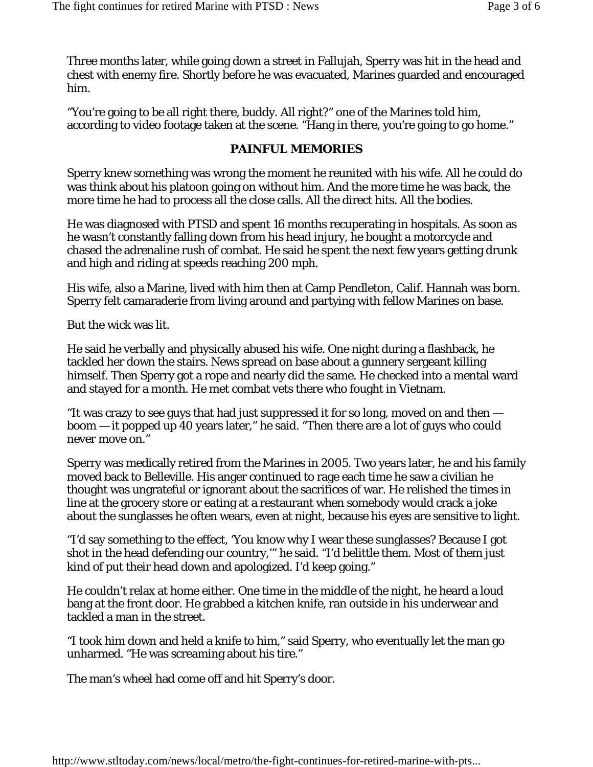Three months later, while going down a street in Fallujah, Sperry was hit in the head and chest with enemy fire. Shortly before he was evacuated, Marines guarded and encouraged him.

"You're going to be all right there, buddy. All right?" one of the Marines told him, according to video footage taken at the scene. "Hang in there, you're going to go home."

## PAINFUL MEMORIES

Sperry knew something was wrong the moment he reunited with his wife. All he could do was think about his platoon going on without him. And the more time he was back, the more time he had to process all the close calls. All the direct hits. All the bodies.

He was diagnosed with PTSD and spent 16 months recuperating in hospitals. As soon as he wasn't constantly falling down from his head injury, he bought a motorcycle and chased the adrenaline rush of combat. He said he spent the next few years getting drunk and high and riding at speeds reaching 200 mph.

His wife, also a Marine, lived with him then at Camp Pendleton, Calif. Hannah was born. Sperry felt camaraderie from living around and partying with fellow Marines on base.

But the wick was lit.

He said he verbally and physically abused his wife. One night during a flashback, he tackled her down the stairs. News spread on base about a gunnery sergeant killing himself. Then Sperry got a rope and nearly did the same. He checked into a mental ward and stayed for a month. He met combat vets there who fought in Vietnam.

"It was crazy to see guys that had just suppressed it for so long, moved on and then — boom — it popped up 40 years later," he said. "Then there are a lot of guys who could never move on."

Sperry was medically retired from the Marines in 2005. Two years later, he and his family moved back to Belleville. His anger continued to rage each time he saw a civilian he thought was ungrateful or ignorant about the sacrifices of war. He relished the times in line at the grocery store or eating at a restaurant when somebody would crack a joke about the sunglasses he often wears, even at night, because his eyes are sensitive to light.

"I'd say something to the effect, 'You know why I wear these sunglasses? Because I got shot in the head defending our country,'" he said. "I'd belittle them. Most of them just kind of put their head down and apologized. I'd keep going."

He couldn't relax at home either. One time in the middle of the night, he heard a loud bang at the front door. He grabbed a kitchen knife, ran outside in his underwear and tackled a man in the street.

"I took him down and held a knife to him," said Sperry, who eventually let the man go unharmed. "He was screaming about his tire."

The man's wheel had come off and hit Sperry's door.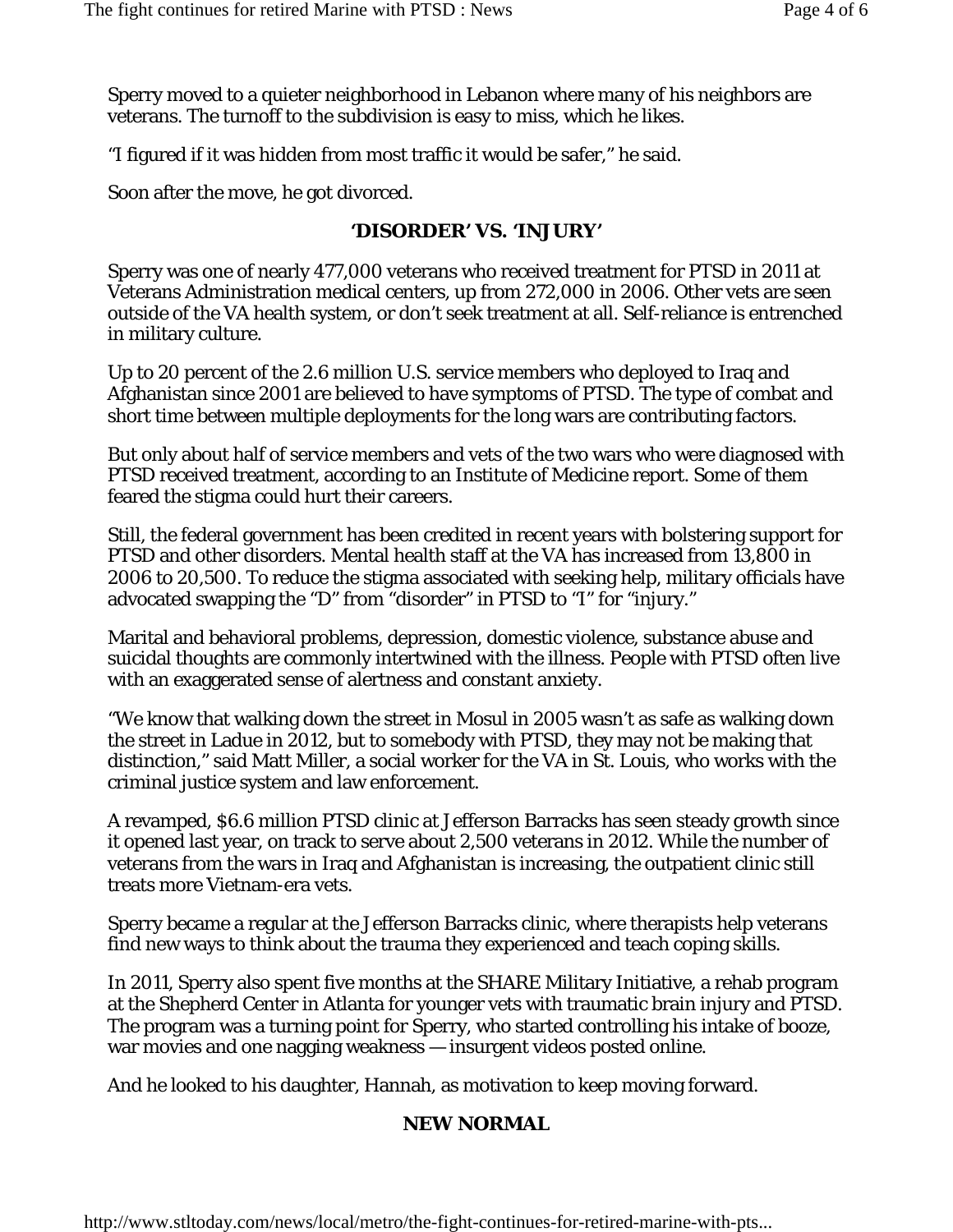Sperry moved to a quieter neighborhood in Lebanon where many of his neighbors are veterans. The turnoff to the subdivision is easy to miss, which he likes.

"I figured if it was hidden from most traffic it would be safer," he said.

Soon after the move, he got divorced.

## 'DISORDER' VS. 'INJURY'

Sperry was one of nearly 477,000 veterans who received treatment for PTSD in 2011 at Veterans Administration medical centers, up from 272,000 in 2006. Other vets are seen outside of the VA health system, or don't seek treatment at all. Self-reliance is entrenched in military culture.

Up to 20 percent of the 2.6 million U.S. service members who deployed to Iraq and Afghanistan since 2001 are believed to have symptoms of PTSD. The type of combat and short time between multiple deployments for the long wars are contributing factors.

But only about half of service members and vets of the two wars who were diagnosed with PTSD received treatment, according to an Institute of Medicine report. Some of them feared the stigma could hurt their careers.

Still, the federal government has been credited in recent years with bolstering support for PTSD and other disorders. Mental health staff at the VA has increased from 13,800 in 2006 to 20,500. To reduce the stigma associated with seeking help, military officials have advocated swapping the "D" from "disorder" in PTSD to "I" for "injury."

Marital and behavioral problems, depression, domestic violence, substance abuse and suicidal thoughts are commonly intertwined with the illness. People with PTSD often live with an exaggerated sense of alertness and constant anxiety.

"We know that walking down the street in Mosul in 2005 wasn't as safe as walking down the street in Ladue in 2012, but to somebody with PTSD, they may not be making that distinction," said Matt Miller, a social worker for the VA in St. Louis, who works with the criminal justice system and law enforcement.

A revamped, $6.6 million PTSD clinic at Jefferson Barracks has seen steady growth since it opened last year, on track to serve about 2,500 veterans in 2012. While the number of veterans from the wars in Iraq and Afghanistan is increasing, the outpatient clinic still treats more Vietnam-era vets.

Sperry became a regular at the Jefferson Barracks clinic, where therapists help veterans find new ways to think about the trauma they experienced and teach coping skills.

In 2011, Sperry also spent five months at the SHARE Military Initiative, a rehab program at the Shepherd Center in Atlanta for younger vets with traumatic brain injury and PTSD. The program was a turning point for Sperry, who started controlling his intake of booze, war movies and one nagging weakness — insurgent videos posted online.

And he looked to his daughter, Hannah, as motivation to keep moving forward.

## NEW NORMAL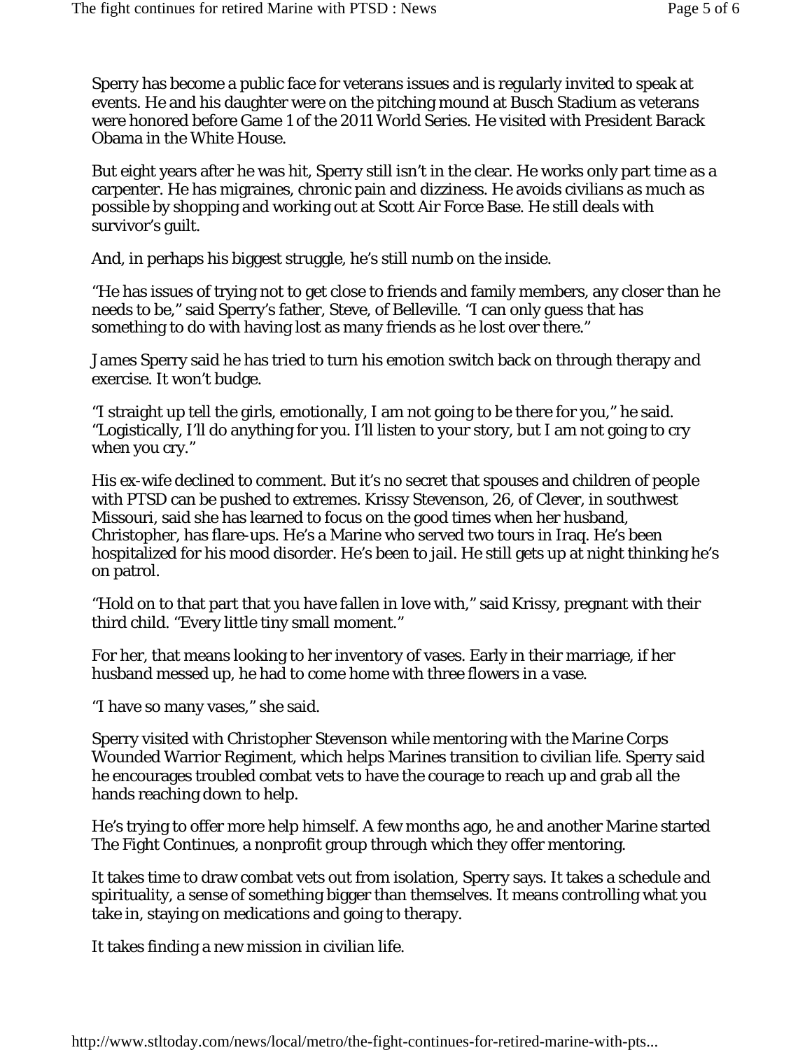Sperry has become a public face for veterans issues and is regularly invited to speak at events. He and his daughter were on the pitching mound at Busch Stadium as veterans were honored before Game 1 of the 2011 World Series. He visited with President Barack Obama in the White House.

But eight years after he was hit, Sperry still isn't in the clear. He works only part time as a carpenter. He has migraines, chronic pain and dizziness. He avoids civilians as much as possible by shopping and working out at Scott Air Force Base. He still deals with survivor's guilt.

And, in perhaps his biggest struggle, he's still numb on the inside.

"He has issues of trying not to get close to friends and family members, any closer than he needs to be," said Sperry's father, Steve, of Belleville. "I can only guess that has something to do with having lost as many friends as he lost over there."

James Sperry said he has tried to turn his emotion switch back on through therapy and exercise. It won't budge.

"I straight up tell the girls, emotionally, I am not going to be there for you," he said. "Logistically, I'll do anything for you. I'll listen to your story, but I am not going to cry when you cry."

His ex-wife declined to comment. But it's no secret that spouses and children of people with PTSD can be pushed to extremes. Krissy Stevenson, 26, of Clever, in southwest Missouri, said she has learned to focus on the good times when her husband, Christopher, has flare-ups. He's a Marine who served two tours in Iraq. He's been hospitalized for his mood disorder. He's been to jail. He still gets up at night thinking he's on patrol.

"Hold on to that part that you have fallen in love with," said Krissy, pregnant with their third child. "Every little tiny small moment."

For her, that means looking to her inventory of vases. Early in their marriage, if her husband messed up, he had to come home with three flowers in a vase.

"I have so many vases," she said.

Sperry visited with Christopher Stevenson while mentoring with the Marine Corps Wounded Warrior Regiment, which helps Marines transition to civilian life. Sperry said he encourages troubled combat vets to have the courage to reach up and grab all the hands reaching down to help.

He's trying to offer more help himself. A few months ago, he and another Marine started The Fight Continues, a nonprofit group through which they offer mentoring.

It takes time to draw combat vets out from isolation, Sperry says. It takes a schedule and spirituality, a sense of something bigger than themselves. It means controlling what you take in, staying on medications and going to therapy.

It takes finding a new mission in civilian life.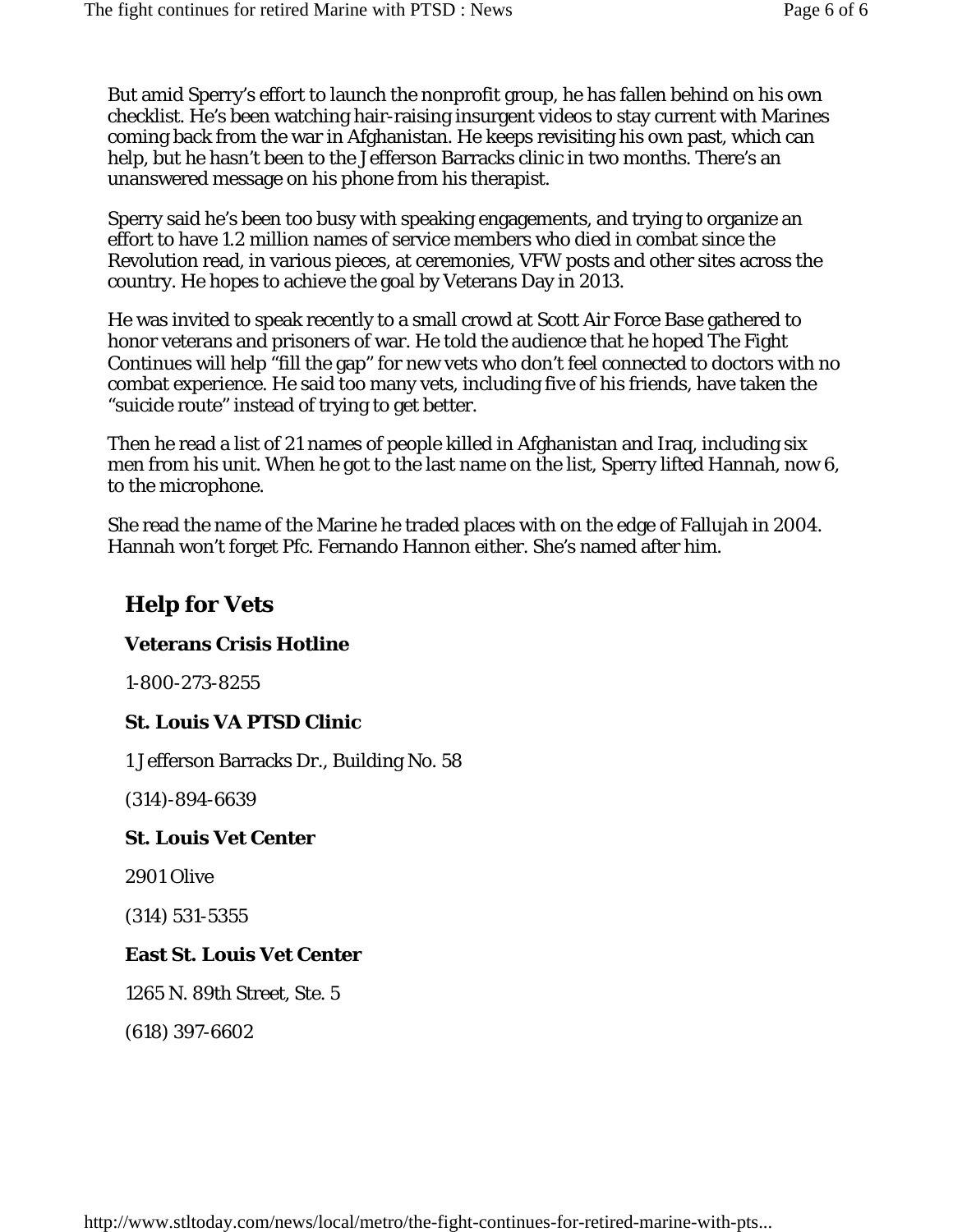But amid Sperry's effort to launch the nonprofit group, he has fallen behind on his own checklist. He's been watching hair-raising insurgent videos to stay current with Marines coming back from the war in Afghanistan. He keeps revisiting his own past, which can help, but he hasn't been to the Jefferson Barracks clinic in two months. There's an unanswered message on his phone from his therapist.

Sperry said he's been too busy with speaking engagements, and trying to organize an effort to have 1.2 million names of service members who died in combat since the Revolution read, in various pieces, at ceremonies, VFW posts and other sites across the country. He hopes to achieve the goal by Veterans Day in 2013.

He was invited to speak recently to a small crowd at Scott Air Force Base gathered to honor veterans and prisoners of war. He told the audience that he hoped The Fight Continues will help "fill the gap" for new vets who don't feel connected to doctors with no combat experience. He said too many vets, including five of his friends, have taken the "suicide route" instead of trying to get better.

Then he read a list of 21 names of people killed in Afghanistan and Iraq, including six men from his unit. When he got to the last name on the list, Sperry lifted Hannah, now 6, to the microphone.

She read the name of the Marine he traded places with on the edge of Fallujah in 2004. Hannah won't forget Pfc. Fernando Hannon either. She's named after him.

## Help for Vets

### Veterans Crisis Hotline

1-800-273-8255

### St. Louis VA PTSD Clinic

1 Jefferson Barracks Dr., Building No. 58

(314)-894-6639

### St. Louis Vet Center

2901 Olive

(314) 531-5355

### East St. Louis Vet Center

1265 N. 89th Street, Ste. 5

(618) 397-6602